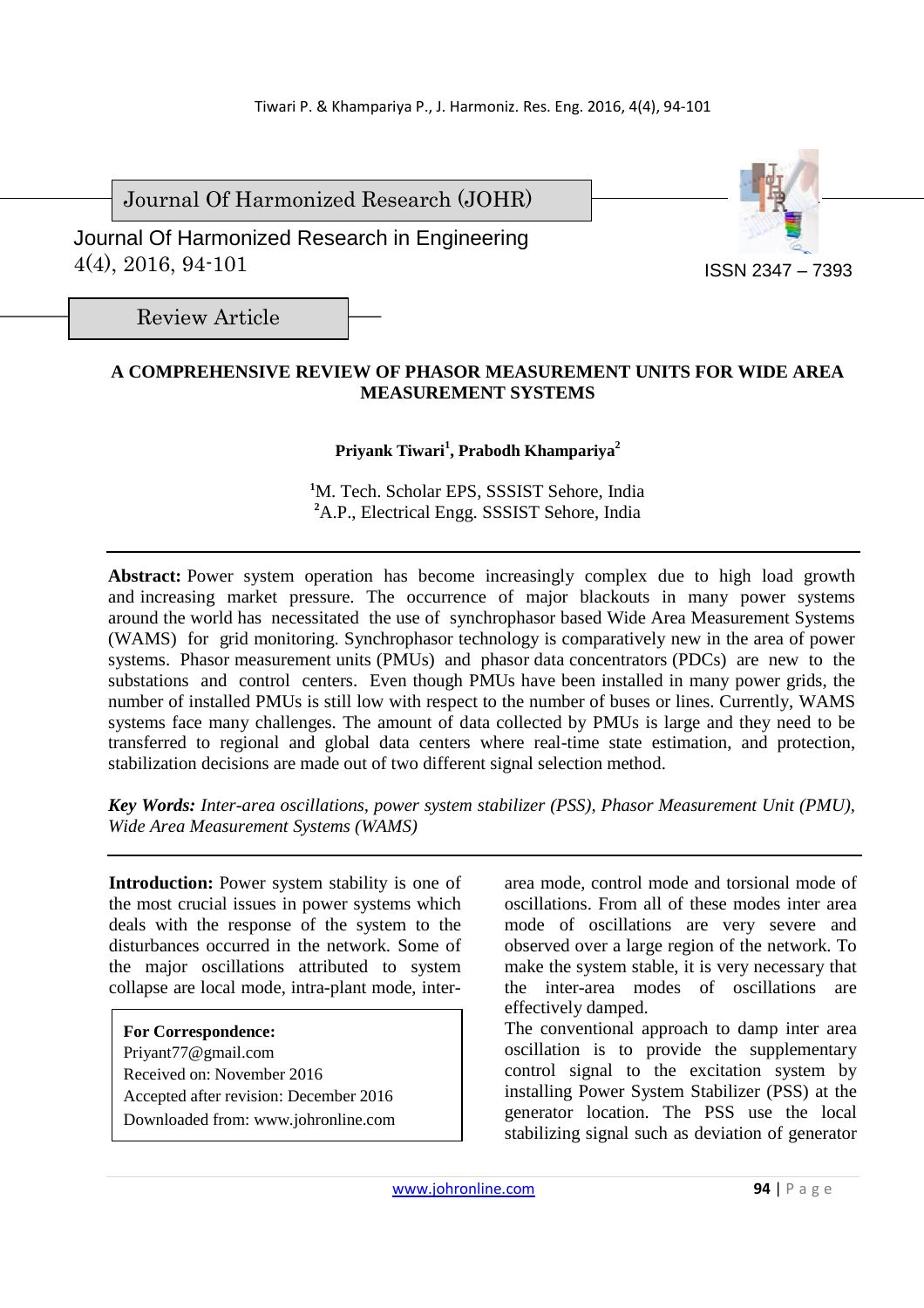Journal Of Harmonized Research (JOHR)

Journal Of Harmonized Research in Engineering
4(4), 2016, 94-101

ISSN 2347 – 7393

Review Article

# A COMPREHENSIVE REVIEW OF PHASOR MEASUREMENT UNITS FOR WIDE AREA MEASUREMENT SYSTEMS

**Priyank Tiwari[1], Prabodh Khampariya[2]**

[1]M. Tech. Scholar EPS, SSSIST Sehore, India
[2]A.P., Electrical Engg. SSSIST Sehore, India

**Abstract:** Power system operation has become increasingly complex due to high load growth and increasing market pressure. The occurrence of major blackouts in many power systems around the world has necessitated the use of synchrophasor based Wide Area Measurement Systems (WAMS) for grid monitoring. Synchrophasor technology is comparatively new in the area of power systems. Phasor measurement units (PMUs) and phasor data concentrators (PDCs) are new to the substations and control centers. Even though PMUs have been installed in many power grids, the number of installed PMUs is still low with respect to the number of buses or lines. Currently, WAMS systems face many challenges. The amount of data collected by PMUs is large and they need to be transferred to regional and global data centers where real-time state estimation, and protection, stabilization decisions are made out of two different signal selection method.

***Key Words:*** *Inter-area oscillations, power system stabilizer (PSS), Phasor Measurement Unit (PMU), Wide Area Measurement Systems (WAMS)*

**Introduction:** Power system stability is one of the most crucial issues in power systems which deals with the response of the system to the disturbances occurred in the network. Some of the major oscillations attributed to system collapse are local mode, intra-plant mode, inter-area mode, control mode and torsional mode of oscillations. From all of these modes inter area mode of oscillations are very severe and observed over a large region of the network. To make the system stable, it is very necessary that the inter-area modes of oscillations are effectively damped.

The conventional approach to damp inter area oscillation is to provide the supplementary control signal to the excitation system by installing Power System Stabilizer (PSS) at the generator location. The PSS use the local stabilizing signal such as deviation of generator

**For Correspondence:**
Priyant77@gmail.com
Received on: November 2016
Accepted after revision: December 2016
Downloaded from: www.johronline.com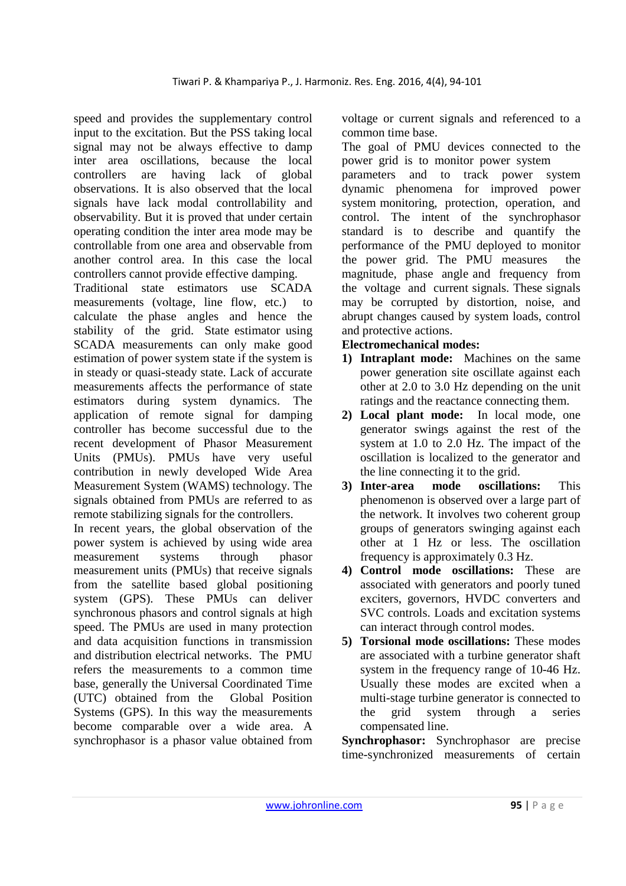speed and provides the supplementary control input to the excitation. But the PSS taking local signal may not be always effective to damp inter area oscillations, because the local controllers are having lack of global observations. It is also observed that the local signals have lack modal controllability and observability. But it is proved that under certain operating condition the inter area mode may be controllable from one area and observable from another control area. In this case the local controllers cannot provide effective damping.

Traditional state estimators use SCADA measurements (voltage, line flow, etc.) to calculate the phase angles and hence the stability of the grid. State estimator using SCADA measurements can only make good estimation of power system state if the system is in steady or quasi-steady state. Lack of accurate measurements affects the performance of state estimators during system dynamics. The application of remote signal for damping controller has become successful due to the recent development of Phasor Measurement Units (PMUs). PMUs have very useful contribution in newly developed Wide Area Measurement System (WAMS) technology. The signals obtained from PMUs are referred to as remote stabilizing signals for the controllers.

In recent years, the global observation of the power system is achieved by using wide area measurement systems through phasor measurement units (PMUs) that receive signals from the satellite based global positioning system (GPS). These PMUs can deliver synchronous phasors and control signals at high speed. The PMUs are used in many protection and data acquisition functions in transmission and distribution electrical networks. The PMU refers the measurements to a common time base, generally the Universal Coordinated Time (UTC) obtained from the Global Position Systems (GPS). In this way the measurements become comparable over a wide area. A synchrophasor is a phasor value obtained from voltage or current signals and referenced to a common time base.

The goal of PMU devices connected to the power grid is to monitor power system parameters and to track power system dynamic phenomena for improved power system monitoring, protection, operation, and control. The intent of the synchrophasor standard is to describe and quantify the performance of the PMU deployed to monitor the power grid. The PMU measures the magnitude, phase angle and frequency from the voltage and current signals. These signals may be corrupted by distortion, noise, and abrupt changes caused by system loads, control and protective actions.

**Electromechanical modes:**

1) **Intraplant mode:** Machines on the same power generation site oscillate against each other at 2.0 to 3.0 Hz depending on the unit ratings and the reactance connecting them.
2) **Local plant mode:** In local mode, one generator swings against the rest of the system at 1.0 to 2.0 Hz. The impact of the oscillation is localized to the generator and the line connecting it to the grid.
3) **Inter-area mode oscillations:** This phenomenon is observed over a large part of the network. It involves two coherent group groups of generators swinging against each other at 1 Hz or less. The oscillation frequency is approximately 0.3 Hz.
4) **Control mode oscillations:** These are associated with generators and poorly tuned exciters, governors, HVDC converters and SVC controls. Loads and excitation systems can interact through control modes.
5) **Torsional mode oscillations:** These modes are associated with a turbine generator shaft system in the frequency range of 10-46 Hz. Usually these modes are excited when a multi-stage turbine generator is connected to the grid system through a series compensated line.

**Synchrophasor:** Synchrophasor are precise time-synchronized measurements of certain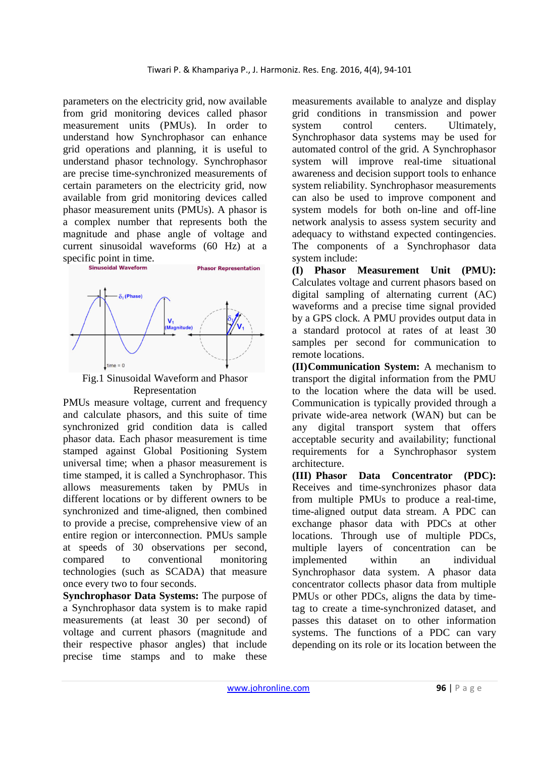parameters on the electricity grid, now available from grid monitoring devices called phasor measurement units (PMUs). In order to understand how Synchrophasor can enhance grid operations and planning, it is useful to understand phasor technology. Synchrophasor are precise time-synchronized measurements of certain parameters on the electricity grid, now available from grid monitoring devices called phasor measurement units (PMUs). A phasor is a complex number that represents both the magnitude and phase angle of voltage and current sinusoidal waveforms (60 Hz) at a specific point in time.

Fig.1 Sinusoidal Waveform and Phasor Representation

PMUs measure voltage, current and frequency and calculate phasors, and this suite of time synchronized grid condition data is called phasor data. Each phasor measurement is time stamped against Global Positioning System universal time; when a phasor measurement is time stamped, it is called a Synchrophasor. This allows measurements taken by PMUs in different locations or by different owners to be synchronized and time-aligned, then combined to provide a precise, comprehensive view of an entire region or interconnection. PMUs sample at speeds of 30 observations per second, compared to conventional monitoring technologies (such as SCADA) that measure once every two to four seconds.

**Synchrophasor Data Systems:** The purpose of a Synchrophasor data system is to make rapid measurements (at least 30 per second) of voltage and current phasors (magnitude and their respective phasor angles) that include precise time stamps and to make these measurements available to analyze and display grid conditions in transmission and power system control centers. Ultimately, Synchrophasor data systems may be used for automated control of the grid. A Synchrophasor system will improve real-time situational awareness and decision support tools to enhance system reliability. Synchrophasor measurements can also be used to improve component and system models for both on-line and off-line network analysis to assess system security and adequacy to withstand expected contingencies. The components of a Synchrophasor data system include:

**(I) Phasor Measurement Unit (PMU):** Calculates voltage and current phasors based on digital sampling of alternating current (AC) waveforms and a precise time signal provided by a GPS clock. A PMU provides output data in a standard protocol at rates of at least 30 samples per second for communication to remote locations.

**(II)Communication System:** A mechanism to transport the digital information from the PMU to the location where the data will be used. Communication is typically provided through a private wide-area network (WAN) but can be any digital transport system that offers acceptable security and availability; functional requirements for a Synchrophasor system architecture.

**(III) Phasor Data Concentrator (PDC):** Receives and time-synchronizes phasor data from multiple PMUs to produce a real-time, time-aligned output data stream. A PDC can exchange phasor data with PDCs at other locations. Through use of multiple PDCs, multiple layers of concentration can be implemented within an individual Synchrophasor data system. A phasor data concentrator collects phasor data from multiple PMUs or other PDCs, aligns the data by time-tag to create a time-synchronized dataset, and passes this dataset on to other information systems. The functions of a PDC can vary depending on its role or its location between the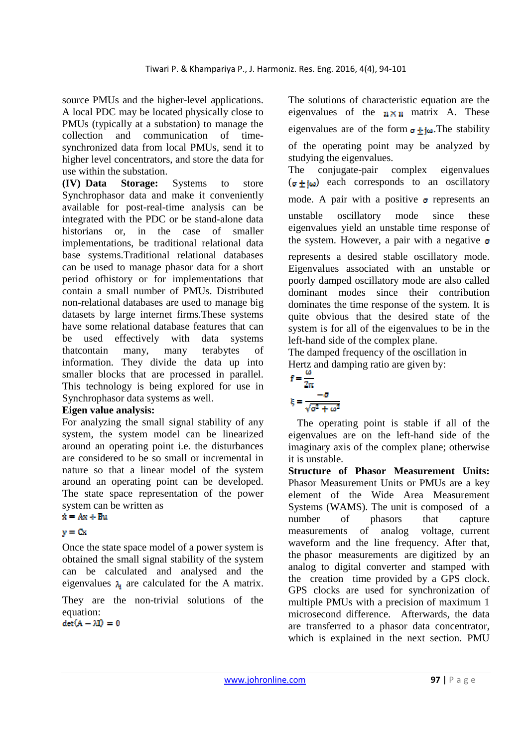source PMUs and the higher-level applications. A local PDC may be located physically close to PMUs (typically at a substation) to manage the collection and communication of time-synchronized data from local PMUs, send it to higher level concentrators, and store the data for use within the substation.

**(IV) Data Storage:** Systems to store Synchrophasor data and make it conveniently available for post-real-time analysis can be integrated with the PDC or be stand-alone data historians or, in the case of smaller implementations, be traditional relational data base systems.Traditional relational databases can be used to manage phasor data for a short period ofhistory or for implementations that contain a small number of PMUs. Distributed non-relational databases are used to manage big datasets by large internet firms.These systems have some relational database features that can be used effectively with data systems thatcontain many, many terabytes of information. They divide the data up into smaller blocks that are processed in parallel. This technology is being explored for use in Synchrophasor data systems as well.

**Eigen value analysis:**

For analyzing the small signal stability of any system, the system model can be linearized around an operating point i.e. the disturbances are considered to be so small or incremental in nature so that a linear model of the system around an operating point can be developed. The state space representation of the power system can be written as

$$\dot{x} = Ax + Bu$$

$$y = Cx$$

Once the state space model of a power system is obtained the small signal stability of the system can be calculated and analysed and the eigenvalues $\lambda_i$ are calculated for the A matrix. They are the non-trivial solutions of the equation:

$$\det(A - \lambda I) = 0$$

The solutions of characteristic equation are the eigenvalues of the $n \times n$ matrix A. These eigenvalues are of the form $\sigma \pm j\omega$.The stability of the operating point may be analyzed by studying the eigenvalues.

The conjugate-pair complex eigenvalues ($\sigma \pm j\omega$) each corresponds to an oscillatory mode. A pair with a positive $\sigma$ represents an unstable oscillatory mode since these eigenvalues yield an unstable time response of the system. However, a pair with a negative $\sigma$ represents a desired stable oscillatory mode. Eigenvalues associated with an unstable or poorly damped oscillatory mode are also called dominant modes since their contribution dominates the time response of the system. It is quite obvious that the desired state of the system is for all of the eigenvalues to be in the left-hand side of the complex plane.

The damped frequency of the oscillation in Hertz and damping ratio are given by:

$$f = \frac{\omega}{2\pi}$$

$$\xi = \frac{-\sigma}{\sqrt{\sigma^2 + \omega^2}}$$

The operating point is stable if all of the eigenvalues are on the left-hand side of the imaginary axis of the complex plane; otherwise it is unstable.

**Structure of Phasor Measurement Units:** Phasor Measurement Units or PMUs are a key element of the Wide Area Measurement Systems (WAMS). The unit is composed of a number of phasors that capture measurements of analog voltage, current waveform and the line frequency. After that, the phasor measurements are digitized by an analog to digital converter and stamped with the creation time provided by a GPS clock. GPS clocks are used for synchronization of multiple PMUs with a precision of maximum 1 microsecond difference. Afterwards, the data are transferred to a phasor data concentrator, which is explained in the next section. PMU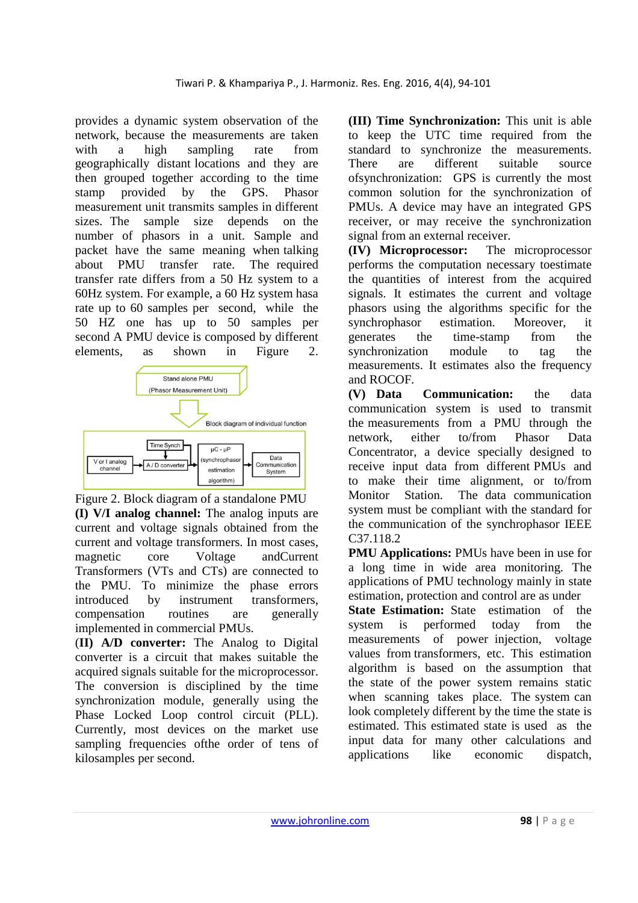provides a dynamic system observation of the network, because the measurements are taken with a high sampling rate from geographically distant locations and they are then grouped together according to the time stamp provided by the GPS. Phasor measurement unit transmits samples in different sizes. The sample size depends on the number of phasors in a unit. Sample and packet have the same meaning when talking about PMU transfer rate. The required transfer rate differs from a 50 Hz system to a 60Hz system. For example, a 60 Hz system hasa rate up to 60 samples per second, while the 50 HZ one has up to 50 samples per second A PMU device is composed by different elements, as shown in Figure 2.

Stand alone PMU (Phasor Measurement Unit)

Block diagram of individual function

V or I analog channel → A / D converter (Time Synch) → µC - µP (synchrophasor estimation algorithm) → Data Communication System

Figure 2. Block diagram of a standalone PMU

**(I) V/I analog channel:** The analog inputs are current and voltage signals obtained from the current and voltage transformers. In most cases, magnetic core Voltage andCurrent Transformers (VTs and CTs) are connected to the PMU. To minimize the phase errors introduced by instrument transformers, compensation routines are generally implemented in commercial PMUs.

(**II) A/D converter:** The Analog to Digital converter is a circuit that makes suitable the acquired signals suitable for the microprocessor. The conversion is disciplined by the time synchronization module, generally using the Phase Locked Loop control circuit (PLL). Currently, most devices on the market use sampling frequencies ofthe order of tens of kilosamples per second.

**(III) Time Synchronization:** This unit is able to keep the UTC time required from the standard to synchronize the measurements. There are different suitable source ofsynchronization: GPS is currently the most common solution for the synchronization of PMUs. A device may have an integrated GPS receiver, or may receive the synchronization signal from an external receiver.

**(IV) Microprocessor:** The microprocessor performs the computation necessary toestimate the quantities of interest from the acquired signals. It estimates the current and voltage phasors using the algorithms specific for the synchrophasor estimation. Moreover, it generates the time-stamp from the synchronization module to tag the measurements. It estimates also the frequency and ROCOF.

**(V) Data Communication:** the data communication system is used to transmit the measurements from a PMU through the network, either to/from Phasor Data Concentrator, a device specially designed to receive input data from different PMUs and to make their time alignment, or to/from Monitor Station. The data communication system must be compliant with the standard for the communication of the synchrophasor IEEE C37.118.2

**PMU Applications:** PMUs have been in use for a long time in wide area monitoring. The applications of PMU technology mainly in state estimation, protection and control are as under

**State Estimation:** State estimation of the system is performed today from the measurements of power injection, voltage values from transformers, etc. This estimation algorithm is based on the assumption that the state of the power system remains static when scanning takes place. The system can look completely different by the time the state is estimated. This estimated state is used as the input data for many other calculations and applications like economic dispatch,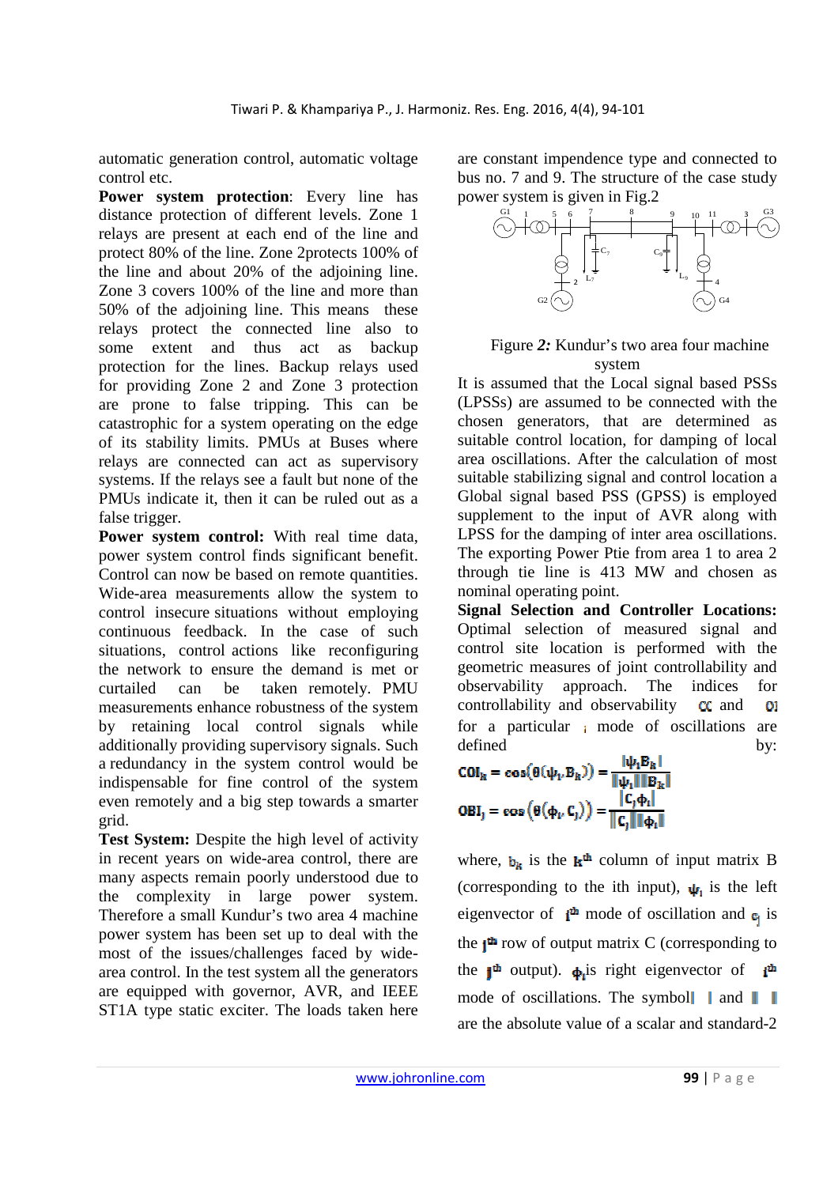automatic generation control, automatic voltage control etc.

**Power system protection**: Every line has distance protection of different levels. Zone 1 relays are present at each end of the line and protect 80% of the line. Zone 2protects 100% of the line and about 20% of the adjoining line. Zone 3 covers 100% of the line and more than 50% of the adjoining line. This means these relays protect the connected line also to some extent and thus act as backup protection for the lines. Backup relays used for providing Zone 2 and Zone 3 protection are prone to false tripping. This can be catastrophic for a system operating on the edge of its stability limits. PMUs at Buses where relays are connected can act as supervisory systems. If the relays see a fault but none of the PMUs indicate it, then it can be ruled out as a false trigger.

**Power system control:** With real time data, power system control finds significant benefit. Control can now be based on remote quantities. Wide-area measurements allow the system to control insecure situations without employing continuous feedback. In the case of such situations, control actions like reconfiguring the network to ensure the demand is met or curtailed can be taken remotely. PMU measurements enhance robustness of the system by retaining local control signals while additionally providing supervisory signals. Such a redundancy in the system control would be indispensable for fine control of the system even remotely and a big step towards a smarter grid.

**Test System:** Despite the high level of activity in recent years on wide-area control, there are many aspects remain poorly understood due to the complexity in large power system. Therefore a small Kundur's two area 4 machine power system has been set up to deal with the most of the issues/challenges faced by wide-area control. In the test system all the generators are equipped with governor, AVR, and IEEE ST1A type static exciter. The loads taken here are constant impendence type and connected to bus no. 7 and 9. The structure of the case study power system is given in Fig.2

Figure *2:* Kundur's two area four machine system

It is assumed that the Local signal based PSSs (LPSSs) are assumed to be connected with the chosen generators, that are determined as suitable control location, for damping of local area oscillations. After the calculation of most suitable stabilizing signal and control location a Global signal based PSS (GPSS) is employed supplement to the input of AVR along with LPSS for the damping of inter area oscillations. The exporting Power Ptie from area 1 to area 2 through tie line is 413 MW and chosen as nominal operating point.

**Signal Selection and Controller Locations:** Optimal selection of measured signal and control site location is performed with the geometric measures of joint controllability and observability approach. The indices for controllability and observability $CC$ and $OI$ for a particular $i$ mode of oscillations are defined by:

$$COI_k = \cos\left(\theta(\psi_i, B_k)\right) = \frac{|\psi_i B_k|}{\|\psi_i\|\|B_k\|}$$

$$OBI_j = \cos\left(\theta(\phi_i, C_j)\right) = \frac{|C_j \phi_i|}{\|C_j\|\|\phi_i\|}$$

where, $b_k$ is the $k^{th}$ column of input matrix B (corresponding to the ith input), $\psi_i$ is the left eigenvector of $i^{th}$ mode of oscillation and $c_j$ is the $j^{th}$ row of output matrix C (corresponding to the $j^{th}$ output). $\phi_i$is right eigenvector of $i^{th}$ mode of oscillations. The symbol$|\;|$ and $\|\;\|$ are the absolute value of a scalar and standard-2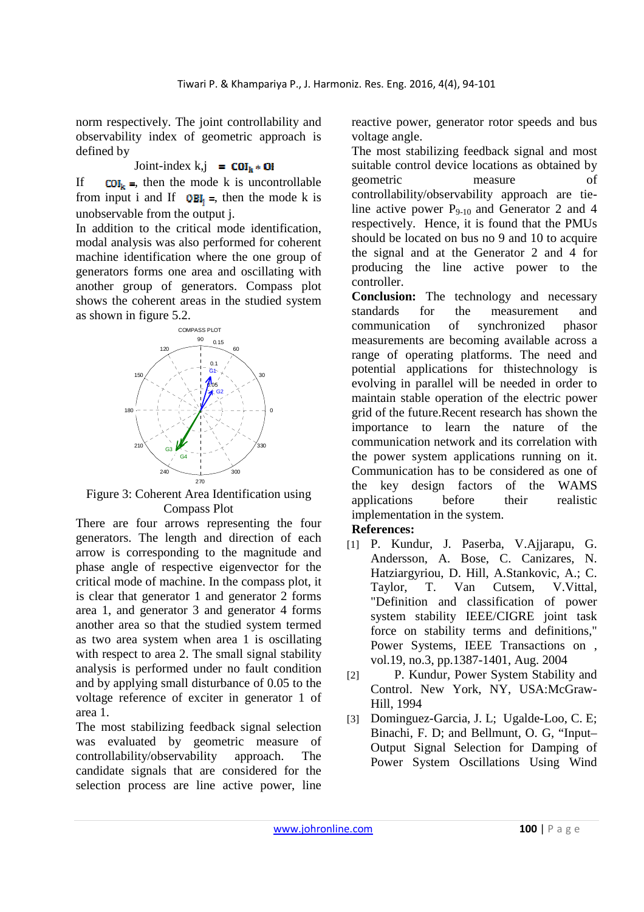norm respectively. The joint controllability and observability index of geometric approach is defined by

$$\text{Joint-index } k,j \;=\; COI_k * OI$$

If $COI_k =$, then the mode k is uncontrollable from input i and If $OBI_j =$, then the mode k is unobservable from the output j.

In addition to the critical mode identification, modal analysis was also performed for coherent machine identification where the one group of generators forms one area and oscillating with another group of generators. Compass plot shows the coherent areas in the studied system as shown in figure 5.2.

Figure 3: Coherent Area Identification using Compass Plot

There are four arrows representing the four generators. The length and direction of each arrow is corresponding to the magnitude and phase angle of respective eigenvector for the critical mode of machine. In the compass plot, it is clear that generator 1 and generator 2 forms area 1, and generator 3 and generator 4 forms another area so that the studied system termed as two area system when area 1 is oscillating with respect to area 2. The small signal stability analysis is performed under no fault condition and by applying small disturbance of 0.05 to the voltage reference of exciter in generator 1 of area 1.

The most stabilizing feedback signal selection was evaluated by geometric measure of controllability/observability approach. The candidate signals that are considered for the selection process are line active power, line reactive power, generator rotor speeds and bus voltage angle.

The most stabilizing feedback signal and most suitable control device locations as obtained by geometric measure of controllability/observability approach are tie-line active power $P_{9\text{-}10}$ and Generator 2 and 4 respectively. Hence, it is found that the PMUs should be located on bus no 9 and 10 to acquire the signal and at the Generator 2 and 4 for producing the line active power to the controller.

**Conclusion:** The technology and necessary standards for the measurement and communication of synchronized phasor measurements are becoming available across a range of operating platforms. The need and potential applications for thistechnology is evolving in parallel will be needed in order to maintain stable operation of the electric power grid of the future.Recent research has shown the importance to learn the nature of the communication network and its correlation with the power system applications running on it. Communication has to be considered as one of the key design factors of the WAMS applications before their realistic implementation in the system.

**References:**

[1] P. Kundur, J. Paserba, V.Ajjarapu, G. Andersson, A. Bose, C. Canizares, N. Hatziargyriou, D. Hill, A.Stankovic, A.; C. Taylor, T. Van Cutsem, V.Vittal, "Definition and classification of power system stability IEEE/CIGRE joint task force on stability terms and definitions," Power Systems, IEEE Transactions on , vol.19, no.3, pp.1387-1401, Aug. 2004

[2] P. Kundur, Power System Stability and Control. New York, NY, USA:McGraw-Hill, 1994

[3] Dominguez-Garcia, J. L; Ugalde-Loo, C. E; Binachi, F. D; and Bellmunt, O. G, "Input–Output Signal Selection for Damping of Power System Oscillations Using Wind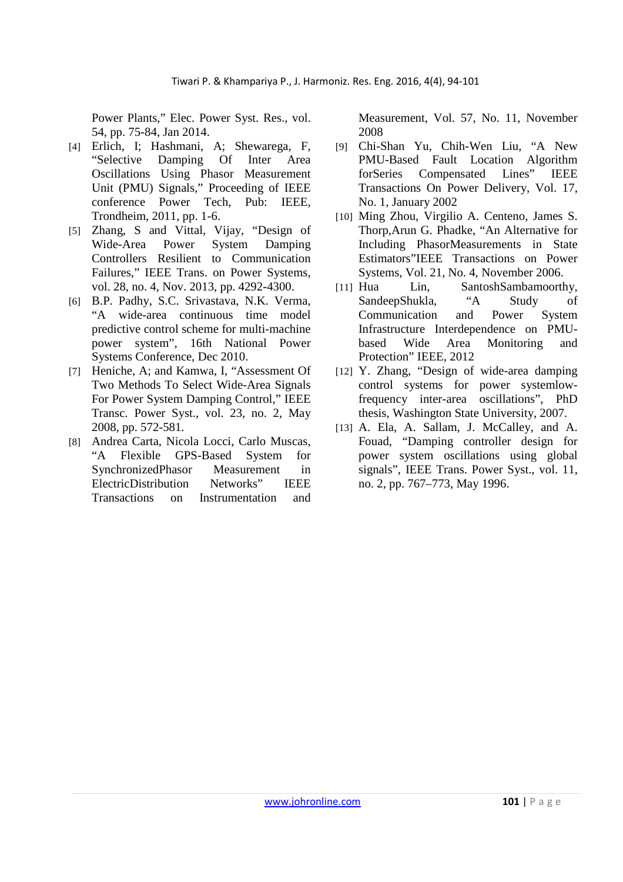Power Plants," Elec. Power Syst. Res., vol. 54, pp. 75-84, Jan 2014.

[4] Erlich, I; Hashmani, A; Shewarega, F, "Selective Damping Of Inter Area Oscillations Using Phasor Measurement Unit (PMU) Signals," Proceeding of IEEE conference Power Tech, Pub: IEEE, Trondheim, 2011, pp. 1-6.

[5] Zhang, S and Vittal, Vijay, "Design of Wide-Area Power System Damping Controllers Resilient to Communication Failures," IEEE Trans. on Power Systems, vol. 28, no. 4, Nov. 2013, pp. 4292-4300.

[6] B.P. Padhy, S.C. Srivastava, N.K. Verma, "A wide-area continuous time model predictive control scheme for multi-machine power system", 16th National Power Systems Conference, Dec 2010.

[7] Heniche, A; and Kamwa, I, "Assessment Of Two Methods To Select Wide-Area Signals For Power System Damping Control," IEEE Transc. Power Syst., vol. 23, no. 2, May 2008, pp. 572-581.

[8] Andrea Carta, Nicola Locci, Carlo Muscas, "A Flexible GPS-Based System for SynchronizedPhasor Measurement in ElectricDistribution Networks" IEEE Transactions on Instrumentation and Measurement, Vol. 57, No. 11, November 2008

[9] Chi-Shan Yu, Chih-Wen Liu, "A New PMU-Based Fault Location Algorithm forSeries Compensated Lines" IEEE Transactions On Power Delivery, Vol. 17, No. 1, January 2002

[10] Ming Zhou, Virgilio A. Centeno, James S. Thorp,Arun G. Phadke, "An Alternative for Including PhasorMeasurements in State Estimators"IEEE Transactions on Power Systems, Vol. 21, No. 4, November 2006.

[11] Hua Lin, SantoshSambamoorthy, SandeepShukla, "A Study of Communication and Power System Infrastructure Interdependence on PMU-based Wide Area Monitoring and Protection" IEEE, 2012

[12] Y. Zhang, "Design of wide-area damping control systems for power systemlow-frequency inter-area oscillations", PhD thesis, Washington State University, 2007.

[13] A. Ela, A. Sallam, J. McCalley, and A. Fouad, "Damping controller design for power system oscillations using global signals", IEEE Trans. Power Syst., vol. 11, no. 2, pp. 767–773, May 1996.